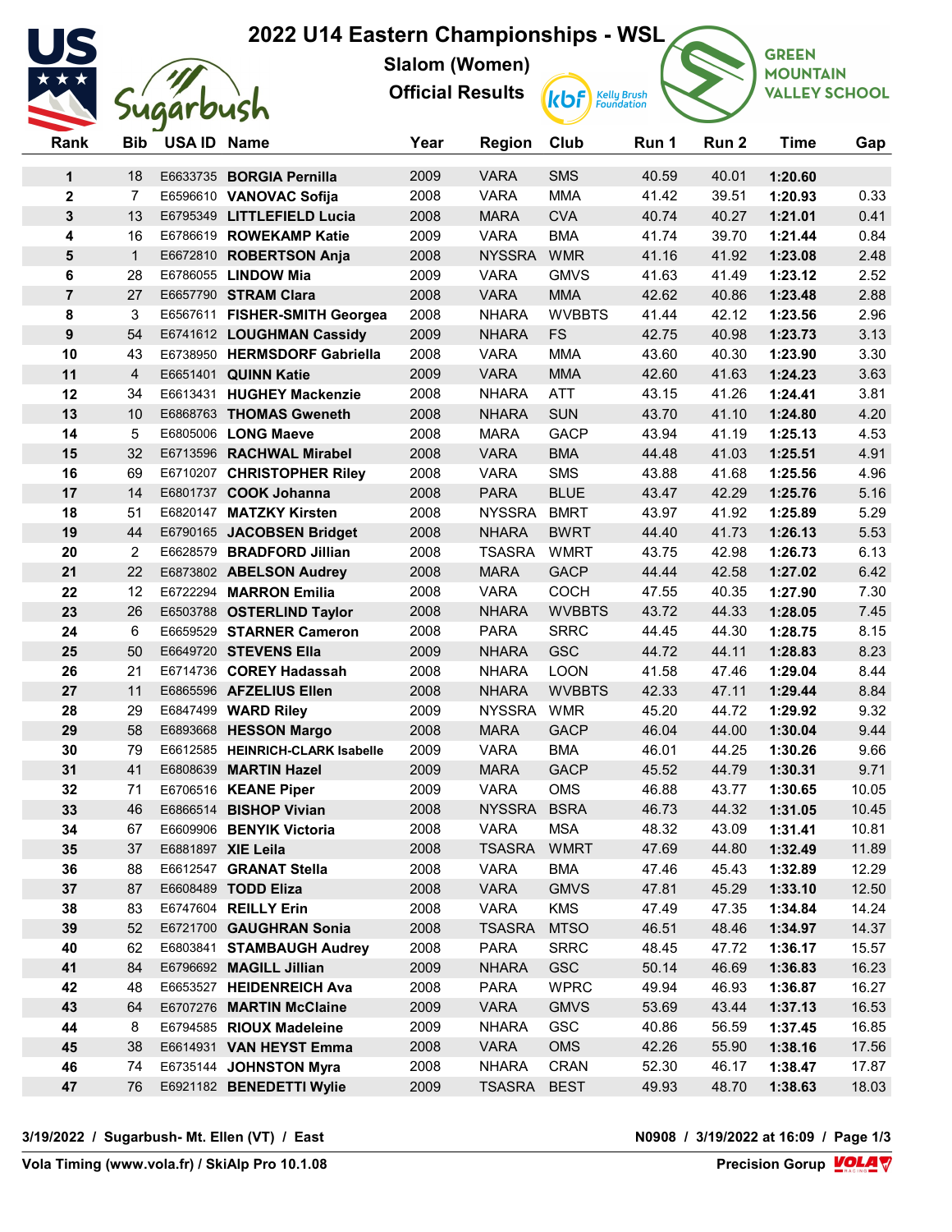# 2022 U14 Eastern Championships - WSL

## Slalom (Women)

## Official Results

| Rank | Bib | USA ID | Name | Year | Region | Club | Run 1 | Run 2 | Time | Gap |
|---|---|---|---|---|---|---|---|---|---|---|
| 1 | 18 | E6633735 | **BORGIA Pernilla** | 2009 | VARA | SMS | 40.59 | 40.01 | **1:20.60** | |
| 2 | 7 | E6596610 | **VANOVAC Sofija** | 2008 | VARA | MMA | 41.42 | 39.51 | **1:20.93** | 0.33 |
| 3 | 13 | E6795349 | **LITTLEFIELD Lucia** | 2008 | MARA | CVA | 40.74 | 40.27 | **1:21.01** | 0.41 |
| 4 | 16 | E6786619 | **ROWEKAMP Katie** | 2009 | VARA | BMA | 41.74 | 39.70 | **1:21.44** | 0.84 |
| 5 | 1 | E6672810 | **ROBERTSON Anja** | 2008 | NYSSRA | WMR | 41.16 | 41.92 | **1:23.08** | 2.48 |
| 6 | 28 | E6786055 | **LINDOW Mia** | 2009 | VARA | GMVS | 41.63 | 41.49 | **1:23.12** | 2.52 |
| 7 | 27 | E6657790 | **STRAM Clara** | 2008 | VARA | MMA | 42.62 | 40.86 | **1:23.48** | 2.88 |
| 8 | 3 | E6567611 | **FISHER-SMITH Georgea** | 2008 | NHARA | WVBBTS | 41.44 | 42.12 | **1:23.56** | 2.96 |
| 9 | 54 | E6741612 | **LOUGHMAN Cassidy** | 2009 | NHARA | FS | 42.75 | 40.98 | **1:23.73** | 3.13 |
| 10 | 43 | E6738950 | **HERMSDORF Gabriella** | 2008 | VARA | MMA | 43.60 | 40.30 | **1:23.90** | 3.30 |
| 11 | 4 | E6651401 | **QUINN Katie** | 2009 | VARA | MMA | 42.60 | 41.63 | **1:24.23** | 3.63 |
| 12 | 34 | E6613431 | **HUGHEY Mackenzie** | 2008 | NHARA | ATT | 43.15 | 41.26 | **1:24.41** | 3.81 |
| 13 | 10 | E6868763 | **THOMAS Gweneth** | 2008 | NHARA | SUN | 43.70 | 41.10 | **1:24.80** | 4.20 |
| 14 | 5 | E6805006 | **LONG Maeve** | 2008 | MARA | GACP | 43.94 | 41.19 | **1:25.13** | 4.53 |
| 15 | 32 | E6713596 | **RACHWAL Mirabel** | 2008 | VARA | BMA | 44.48 | 41.03 | **1:25.51** | 4.91 |
| 16 | 69 | E6710207 | **CHRISTOPHER Riley** | 2008 | VARA | SMS | 43.88 | 41.68 | **1:25.56** | 4.96 |
| 17 | 14 | E6801737 | **COOK Johanna** | 2008 | PARA | BLUE | 43.47 | 42.29 | **1:25.76** | 5.16 |
| 18 | 51 | E6820147 | **MATZKY Kirsten** | 2008 | NYSSRA | BMRT | 43.97 | 41.92 | **1:25.89** | 5.29 |
| 19 | 44 | E6790165 | **JACOBSEN Bridget** | 2008 | NHARA | BWRT | 44.40 | 41.73 | **1:26.13** | 5.53 |
| 20 | 2 | E6628579 | **BRADFORD Jillian** | 2008 | TSASRA | WMRT | 43.75 | 42.98 | **1:26.73** | 6.13 |
| 21 | 22 | E6873802 | **ABELSON Audrey** | 2008 | MARA | GACP | 44.44 | 42.58 | **1:27.02** | 6.42 |
| 22 | 12 | E6722294 | **MARRON Emilia** | 2008 | VARA | COCH | 47.55 | 40.35 | **1:27.90** | 7.30 |
| 23 | 26 | E6503788 | **OSTERLIND Taylor** | 2008 | NHARA | WVBBTS | 43.72 | 44.33 | **1:28.05** | 7.45 |
| 24 | 6 | E6659529 | **STARNER Cameron** | 2008 | PARA | SRRC | 44.45 | 44.30 | **1:28.75** | 8.15 |
| 25 | 50 | E6649720 | **STEVENS Ella** | 2009 | NHARA | GSC | 44.72 | 44.11 | **1:28.83** | 8.23 |
| 26 | 21 | E6714736 | **COREY Hadassah** | 2008 | NHARA | LOON | 41.58 | 47.46 | **1:29.04** | 8.44 |
| 27 | 11 | E6865596 | **AFZELIUS Ellen** | 2008 | NHARA | WVBBTS | 42.33 | 47.11 | **1:29.44** | 8.84 |
| 28 | 29 | E6847499 | **WARD Riley** | 2009 | NYSSRA | WMR | 45.20 | 44.72 | **1:29.92** | 9.32 |
| 29 | 58 | E6893668 | **HESSON Margo** | 2008 | MARA | GACP | 46.04 | 44.00 | **1:30.04** | 9.44 |
| 30 | 79 | E6612585 | **HEINRICH-CLARK Isabelle** | 2009 | VARA | BMA | 46.01 | 44.25 | **1:30.26** | 9.66 |
| 31 | 41 | E6808639 | **MARTIN Hazel** | 2009 | MARA | GACP | 45.52 | 44.79 | **1:30.31** | 9.71 |
| 32 | 71 | E6706516 | **KEANE Piper** | 2009 | VARA | OMS | 46.88 | 43.77 | **1:30.65** | 10.05 |
| 33 | 46 | E6866514 | **BISHOP Vivian** | 2008 | NYSSRA | BSRA | 46.73 | 44.32 | **1:31.05** | 10.45 |
| 34 | 67 | E6609906 | **BENYIK Victoria** | 2008 | VARA | MSA | 48.32 | 43.09 | **1:31.41** | 10.81 |
| 35 | 37 | E6881897 | **XIE Leila** | 2008 | TSASRA | WMRT | 47.69 | 44.80 | **1:32.49** | 11.89 |
| 36 | 88 | E6612547 | **GRANAT Stella** | 2008 | VARA | BMA | 47.46 | 45.43 | **1:32.89** | 12.29 |
| 37 | 87 | E6608489 | **TODD Eliza** | 2008 | VARA | GMVS | 47.81 | 45.29 | **1:33.10** | 12.50 |
| 38 | 83 | E6747604 | **REILLY Erin** | 2008 | VARA | KMS | 47.49 | 47.35 | **1:34.84** | 14.24 |
| 39 | 52 | E6721700 | **GAUGHRAN Sonia** | 2008 | TSASRA | MTSO | 46.51 | 48.46 | **1:34.97** | 14.37 |
| 40 | 62 | E6803841 | **STAMBAUGH Audrey** | 2008 | PARA | SRRC | 48.45 | 47.72 | **1:36.17** | 15.57 |
| 41 | 84 | E6796692 | **MAGILL Jillian** | 2009 | NHARA | GSC | 50.14 | 46.69 | **1:36.83** | 16.23 |
| 42 | 48 | E6653527 | **HEIDENREICH Ava** | 2008 | PARA | WPRC | 49.94 | 46.93 | **1:36.87** | 16.27 |
| 43 | 64 | E6707276 | **MARTIN McClaine** | 2009 | VARA | GMVS | 53.69 | 43.44 | **1:37.13** | 16.53 |
| 44 | 8 | E6794585 | **RIOUX Madeleine** | 2009 | NHARA | GSC | 40.86 | 56.59 | **1:37.45** | 16.85 |
| 45 | 38 | E6614931 | **VAN HEYST Emma** | 2008 | VARA | OMS | 42.26 | 55.90 | **1:38.16** | 17.56 |
| 46 | 74 | E6735144 | **JOHNSTON Myra** | 2008 | NHARA | CRAN | 52.30 | 46.17 | **1:38.47** | 17.87 |
| 47 | 76 | E6921182 | **BENEDETTI Wylie** | 2009 | TSASRA | BEST | 49.93 | 48.70 | **1:38.63** | 18.03 |

3/19/2022 / Sugarbush- Mt. Ellen (VT) / East

N0908 / 3/19/2022 at 16:09

Vola Timing (www.vola.fr) / SkiAlp Pro 10.1.08

Precision Gorup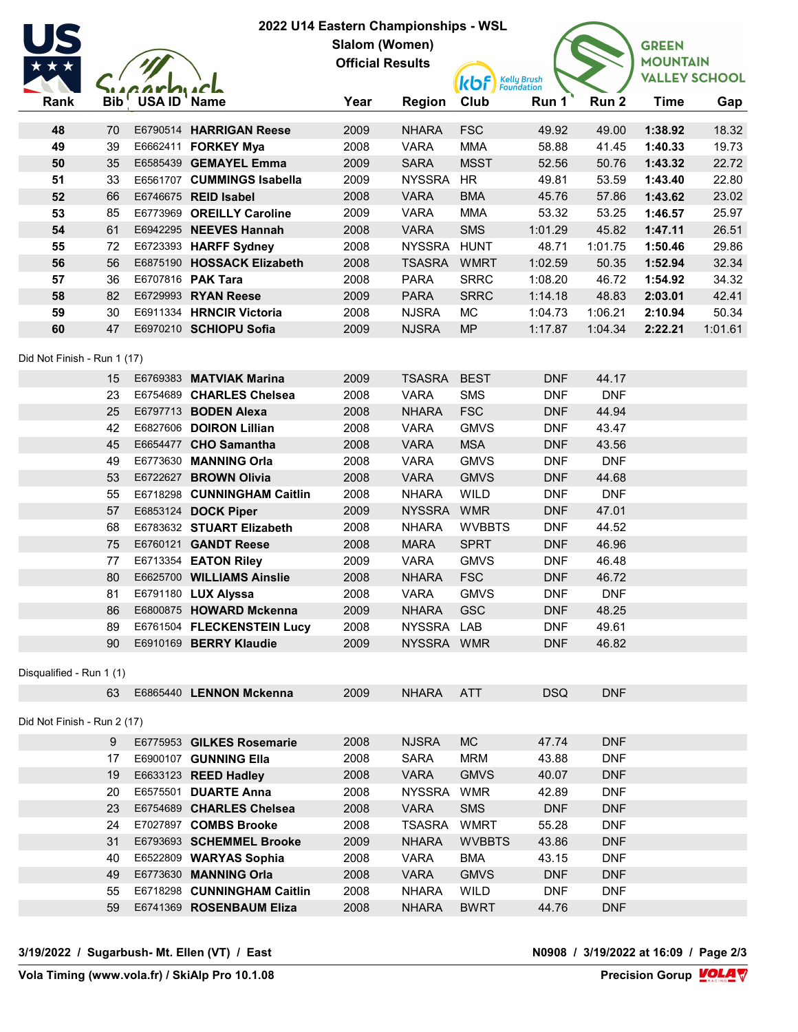# 2022 U14 Eastern Championships - WSL

**Slalom (Women)**

**Official Results**

| Rank | Bib | USA ID | Name | Year | Region | Club | Run 1 | Run 2 | Time | Gap |
|---|---|---|---|---|---|---|---|---|---|---|
| **48** | 70 | E6790514 | **HARRIGAN Reese** | 2009 | NHARA | FSC | 49.92 | 49.00 | **1:38.92** | 18.32 |
| **49** | 39 | E6662411 | **FORKEY Mya** | 2008 | VARA | MMA | 58.88 | 41.45 | **1:40.33** | 19.73 |
| **50** | 35 | E6585439 | **GEMAYEL Emma** | 2009 | SARA | MSST | 52.56 | 50.76 | **1:43.32** | 22.72 |
| **51** | 33 | E6561707 | **CUMMINGS Isabella** | 2009 | NYSSRA | HR | 49.81 | 53.59 | **1:43.40** | 22.80 |
| **52** | 66 | E6746675 | **REID Isabel** | 2008 | VARA | BMA | 45.76 | 57.86 | **1:43.62** | 23.02 |
| **53** | 85 | E6773969 | **OREILLY Caroline** | 2009 | VARA | MMA | 53.32 | 53.25 | **1:46.57** | 25.97 |
| **54** | 61 | E6942295 | **NEEVES Hannah** | 2008 | VARA | SMS | 1:01.29 | 45.82 | **1:47.11** | 26.51 |
| **55** | 72 | E6723393 | **HARFF Sydney** | 2008 | NYSSRA | HUNT | 48.71 | 1:01.75 | **1:50.46** | 29.86 |
| **56** | 56 | E6875190 | **HOSSACK Elizabeth** | 2008 | TSASRA | WMRT | 1:02.59 | 50.35 | **1:52.94** | 32.34 |
| **57** | 36 | E6707816 | **PAK Tara** | 2008 | PARA | SRRC | 1:08.20 | 46.72 | **1:54.92** | 34.32 |
| **58** | 82 | E6729993 | **RYAN Reese** | 2009 | PARA | SRRC | 1:14.18 | 48.83 | **2:03.01** | 42.41 |
| **59** | 30 | E6911334 | **HRNCIR Victoria** | 2008 | NJSRA | MC | 1:04.73 | 1:06.21 | **2:10.94** | 50.34 |
| **60** | 47 | E6970210 | **SCHIOPU Sofia** | 2009 | NJSRA | MP | 1:17.87 | 1:04.34 | **2:22.21** | 1:01.61 |

Did Not Finish - Run 1 (17)

| Rank | Bib | USA ID | Name | Year | Region | Club | Run 1 | Run 2 | Time | Gap |
|---|---|---|---|---|---|---|---|---|---|---|
| | 15 | E6769383 | **MATVIAK Marina** | 2009 | TSASRA | BEST | DNF | 44.17 | | |
| | 23 | E6754689 | **CHARLES Chelsea** | 2008 | VARA | SMS | DNF | DNF | | |
| | 25 | E6797713 | **BODEN Alexa** | 2008 | NHARA | FSC | DNF | 44.94 | | |
| | 42 | E6827606 | **DOIRON Lillian** | 2008 | VARA | GMVS | DNF | 43.47 | | |
| | 45 | E6654477 | **CHO Samantha** | 2008 | VARA | MSA | DNF | 43.56 | | |
| | 49 | E6773630 | **MANNING Orla** | 2008 | VARA | GMVS | DNF | DNF | | |
| | 53 | E6722627 | **BROWN Olivia** | 2008 | VARA | GMVS | DNF | 44.68 | | |
| | 55 | E6718298 | **CUNNINGHAM Caitlin** | 2008 | NHARA | WILD | DNF | DNF | | |
| | 57 | E6853124 | **DOCK Piper** | 2009 | NYSSRA | WMR | DNF | 47.01 | | |
| | 68 | E6783632 | **STUART Elizabeth** | 2008 | NHARA | WVBBTS | DNF | 44.52 | | |
| | 75 | E6760121 | **GANDT Reese** | 2008 | MARA | SPRT | DNF | 46.96 | | |
| | 77 | E6713354 | **EATON Riley** | 2009 | VARA | GMVS | DNF | 46.48 | | |
| | 80 | E6625700 | **WILLIAMS Ainslie** | 2008 | NHARA | FSC | DNF | 46.72 | | |
| | 81 | E6791180 | **LUX Alyssa** | 2008 | VARA | GMVS | DNF | DNF | | |
| | 86 | E6800875 | **HOWARD Mckenna** | 2009 | NHARA | GSC | DNF | 48.25 | | |
| | 89 | E6761504 | **FLECKENSTEIN Lucy** | 2008 | NYSSRA | LAB | DNF | 49.61 | | |
| | 90 | E6910169 | **BERRY Klaudie** | 2009 | NYSSRA | WMR | DNF | 46.82 | | |

Disqualified - Run 1 (1)

| Rank | Bib | USA ID | Name | Year | Region | Club | Run 1 | Run 2 | Time | Gap |
|---|---|---|---|---|---|---|---|---|---|---|
| | 63 | E6865440 | **LENNON Mckenna** | 2009 | NHARA | ATT | DSQ | DNF | | |

Did Not Finish - Run 2 (17)

| Rank | Bib | USA ID | Name | Year | Region | Club | Run 1 | Run 2 | Time | Gap |
|---|---|---|---|---|---|---|---|---|---|---|
| | 9 | E6775953 | **GILKES Rosemarie** | 2008 | NJSRA | MC | 47.74 | DNF | | |
| | 17 | E6900107 | **GUNNING Ella** | 2008 | SARA | MRM | 43.88 | DNF | | |
| | 19 | E6633123 | **REED Hadley** | 2008 | VARA | GMVS | 40.07 | DNF | | |
| | 20 | E6575501 | **DUARTE Anna** | 2008 | NYSSRA | WMR | 42.89 | DNF | | |
| | 23 | E6754689 | **CHARLES Chelsea** | 2008 | VARA | SMS | DNF | DNF | | |
| | 24 | E7027897 | **COMBS Brooke** | 2008 | TSASRA | WMRT | 55.28 | DNF | | |
| | 31 | E6793693 | **SCHEMMEL Brooke** | 2009 | NHARA | WVBBTS | 43.86 | DNF | | |
| | 40 | E6522809 | **WARYAS Sophia** | 2008 | VARA | BMA | 43.15 | DNF | | |
| | 49 | E6773630 | **MANNING Orla** | 2008 | VARA | GMVS | DNF | DNF | | |
| | 55 | E6718298 | **CUNNINGHAM Caitlin** | 2008 | NHARA | WILD | DNF | DNF | | |
| | 59 | E6741369 | **ROSENBAUM Eliza** | 2008 | NHARA | BWRT | 44.76 | DNF | | |

**3/19/2022 / Sugarbush- Mt. Ellen (VT) / East** — **N0908 / 3/19/2022 at 16:09**

**Vola Timing (www.vola.fr) / SkiAlp Pro 10.1.08** — **Precision Gorup**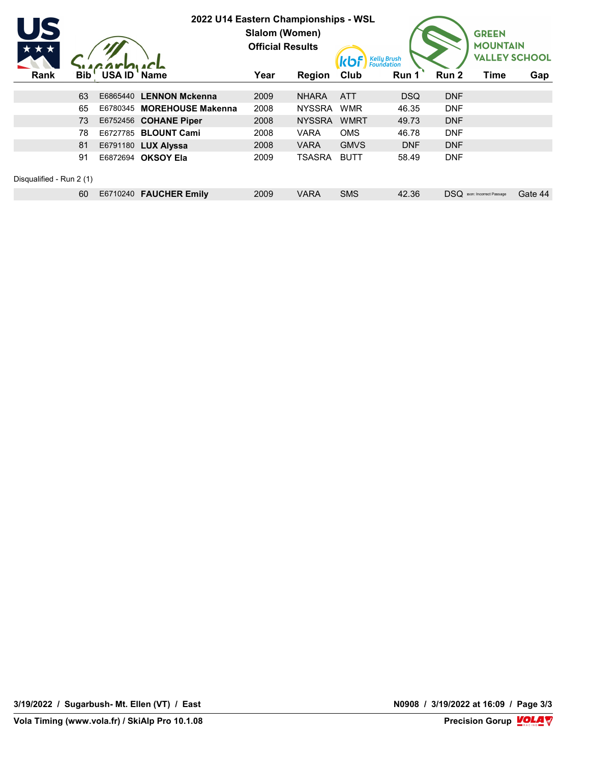# 2022 U14 Eastern Championships - WSL

## Slalom (Women)

## Official Results

| Rank | Bib | USA ID | Name | Year | Region | Club | Run 1 | Run 2 | Time | Gap |
|---|---|---|---|---|---|---|---|---|---|---|
| | 63 | E6865440 | **LENNON Mckenna** | 2009 | NHARA | ATT | DSQ | DNF | | |
| | 65 | E6780345 | **MOREHOUSE Makenna** | 2008 | NYSSRA | WMR | 46.35 | DNF | | |
| | 73 | E6752456 | **COHANE Piper** | 2008 | NYSSRA | WMRT | 49.73 | DNF | | |
| | 78 | E6727785 | **BLOUNT Cami** | 2008 | VARA | OMS | 46.78 | DNF | | |
| | 81 | E6791180 | **LUX Alyssa** | 2008 | VARA | GMVS | DNF | DNF | | |
| | 91 | E6872694 | **OKSOY Ela** | 2009 | TSASRA | BUTT | 58.49 | DNF | | |

Disqualified - Run 2 (1)

| Rank | Bib | USA ID | Name | Year | Region | Club | Run 1 | Run 2 | Time | Gap |
|---|---|---|---|---|---|---|---|---|---|---|
| | 60 | E6710240 | **FAUCHER Emily** | 2009 | VARA | SMS | 42.36 | DSQ | ason: Incorrect Passage | Gate 44 |

**3/19/2022 / Sugarbush- Mt. Ellen (VT) / East** **N0908 / 3/19/2022 at 16:09**

**Vola Timing (www.vola.fr) / SkiAlp Pro 10.1.08** **Precision Gorup**